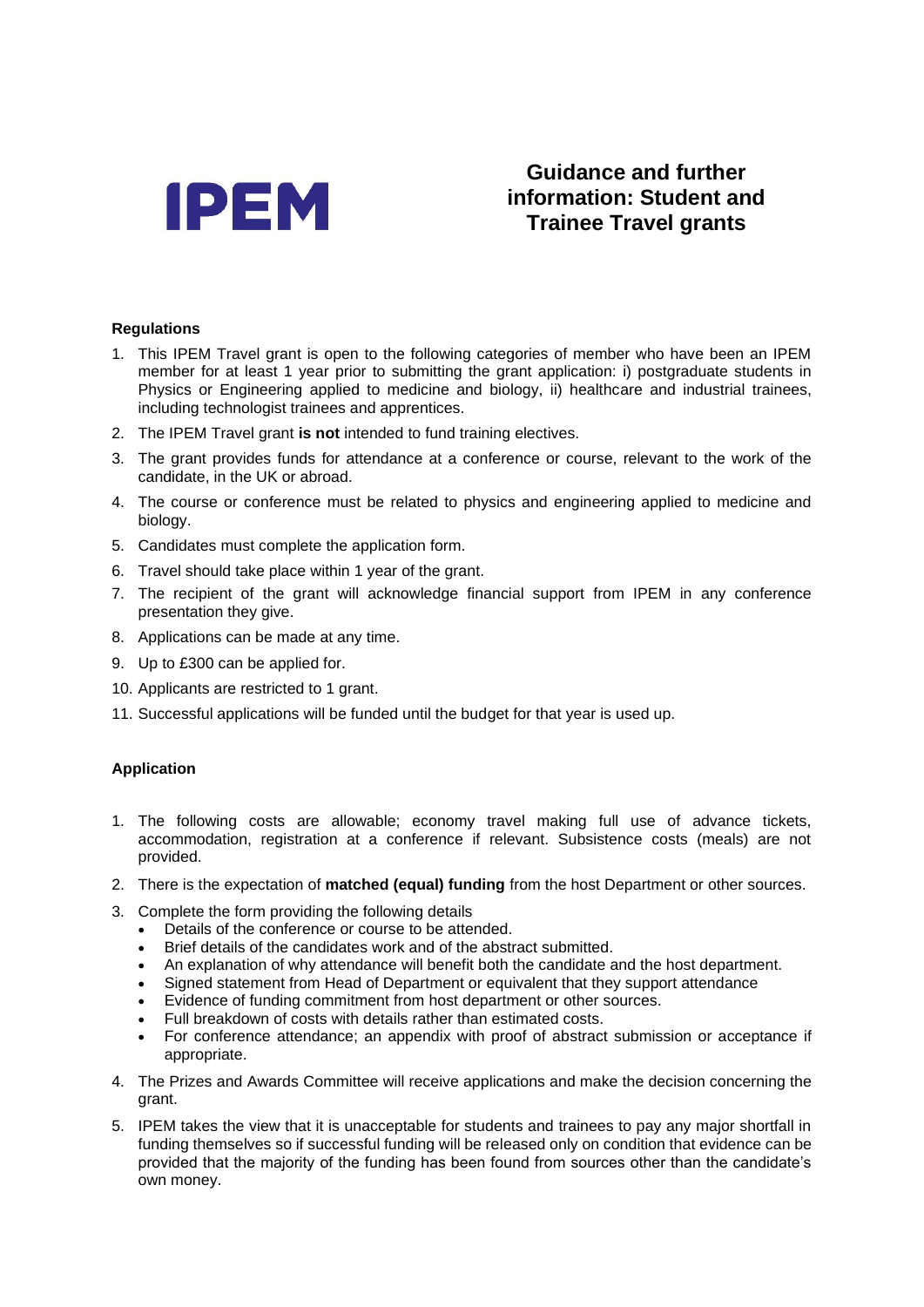IPEM

# Guidance and further information: Student and Trainee Travel grants

**Regulations**

1. This IPEM Travel grant is open to the following categories of member who have been an IPEM member for at least 1 year prior to submitting the grant application: i) postgraduate students in Physics or Engineering applied to medicine and biology, ii) healthcare and industrial trainees, including technologist trainees and apprentices.
2. The IPEM Travel grant **is not** intended to fund training electives.
3. The grant provides funds for attendance at a conference or course, relevant to the work of the candidate, in the UK or abroad.
4. The course or conference must be related to physics and engineering applied to medicine and biology.
5. Candidates must complete the application form.
6. Travel should take place within 1 year of the grant.
7. The recipient of the grant will acknowledge financial support from IPEM in any conference presentation they give.
8. Applications can be made at any time.
9. Up to £300 can be applied for.
10. Applicants are restricted to 1 grant.
11. Successful applications will be funded until the budget for that year is used up.

**Application**

1. The following costs are allowable; economy travel making full use of advance tickets, accommodation, registration at a conference if relevant. Subsistence costs (meals) are not provided.
2. There is the expectation of **matched (equal) funding** from the host Department or other sources.
3. Complete the form providing the following details
   - Details of the conference or course to be attended.
   - Brief details of the candidates work and of the abstract submitted.
   - An explanation of why attendance will benefit both the candidate and the host department.
   - Signed statement from Head of Department or equivalent that they support attendance
   - Evidence of funding commitment from host department or other sources.
   - Full breakdown of costs with details rather than estimated costs.
   - For conference attendance; an appendix with proof of abstract submission or acceptance if appropriate.
4. The Prizes and Awards Committee will receive applications and make the decision concerning the grant.
5. IPEM takes the view that it is unacceptable for students and trainees to pay any major shortfall in funding themselves so if successful funding will be released only on condition that evidence can be provided that the majority of the funding has been found from sources other than the candidate's own money.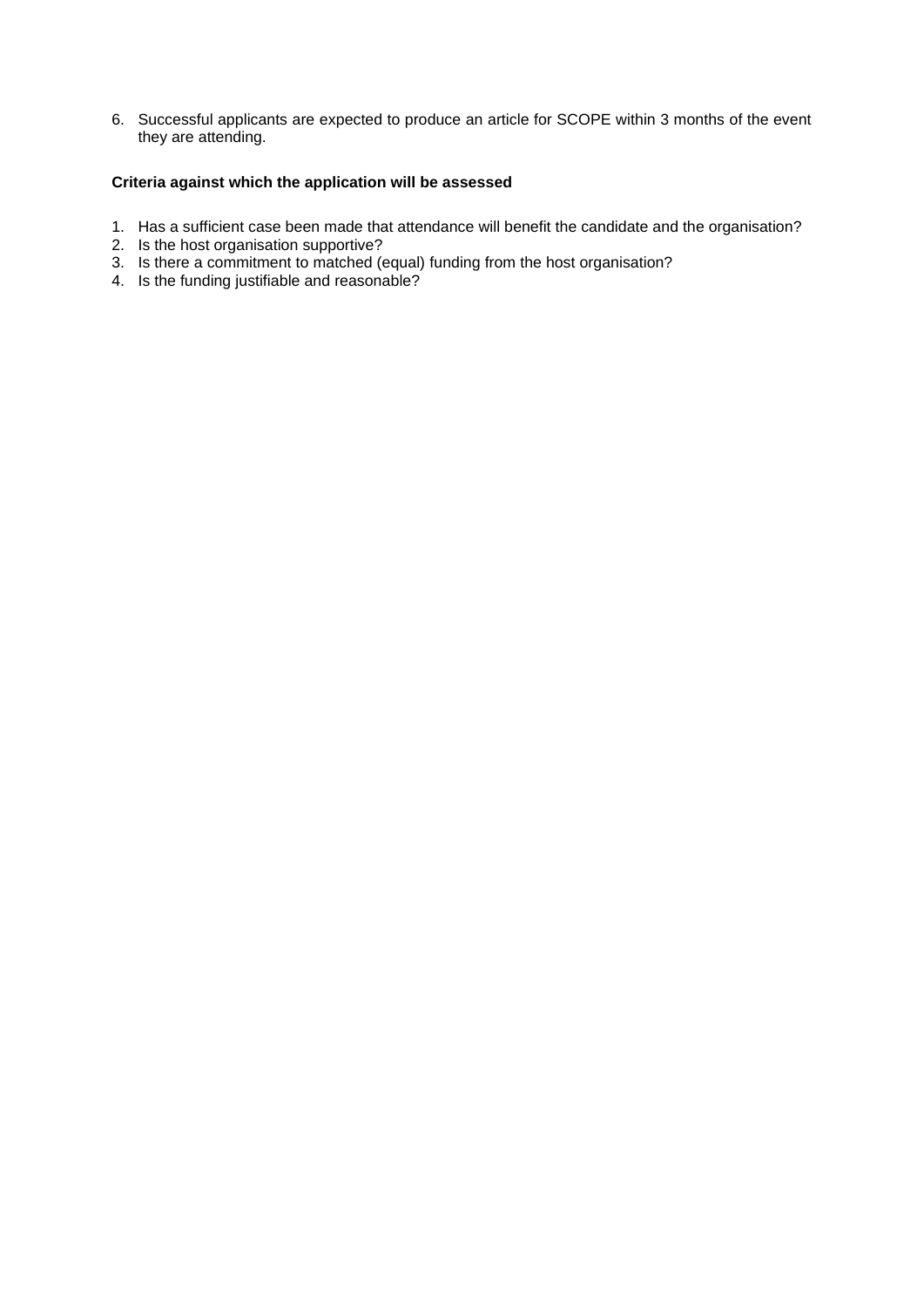6. Successful applicants are expected to produce an article for SCOPE within 3 months of the event they are attending.

**Criteria against which the application will be assessed**

1. Has a sufficient case been made that attendance will benefit the candidate and the organisation?
2. Is the host organisation supportive?
3. Is there a commitment to matched (equal) funding from the host organisation?
4. Is the funding justifiable and reasonable?